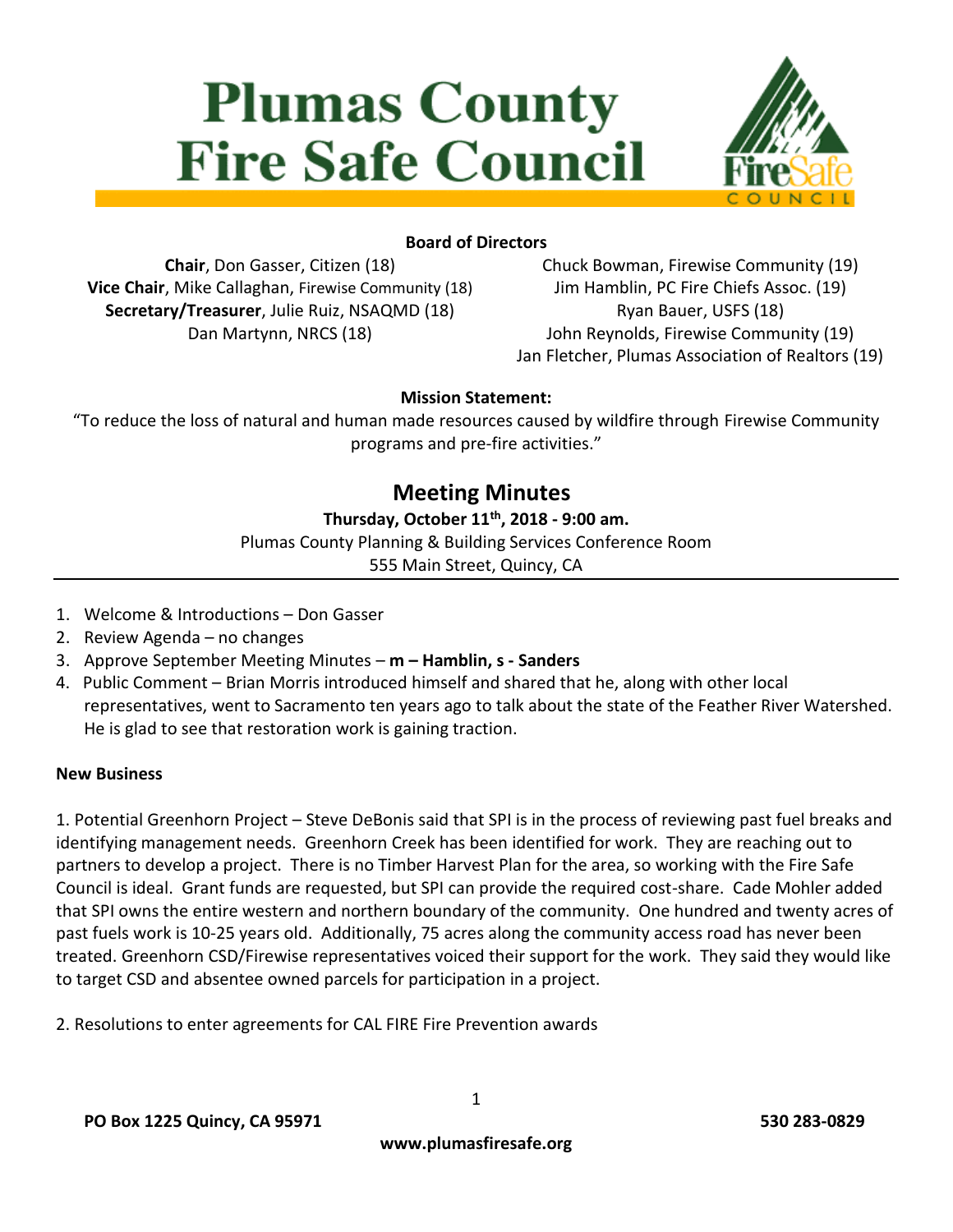# Plumas County Fire Safe Council

**Board of Directors**

**Chair**, Don Gasser, Citizen (18)
**Vice Chair**, Mike Callaghan, Firewise Community (18)
**Secretary/Treasurer**, Julie Ruiz, NSAQMD (18)
Dan Martynn, NRCS (18)
Chuck Bowman, Firewise Community (19)
Jim Hamblin, PC Fire Chiefs Assoc. (19)
Ryan Bauer, USFS (18)
John Reynolds, Firewise Community (19)
Jan Fletcher, Plumas Association of Realtors (19)

**Mission Statement:**

"To reduce the loss of natural and human made resources caused by wildfire through Firewise Community programs and pre-fire activities."

## Meeting Minutes

**Thursday, October 11th, 2018 - 9:00 am.**
Plumas County Planning & Building Services Conference Room
555 Main Street, Quincy, CA

---

1. Welcome & Introductions – Don Gasser
2. Review Agenda – no changes
3. Approve September Meeting Minutes – **m – Hamblin, s - Sanders**
4. Public Comment – Brian Morris introduced himself and shared that he, along with other local representatives, went to Sacramento ten years ago to talk about the state of the Feather River Watershed. He is glad to see that restoration work is gaining traction.

**New Business**

1. Potential Greenhorn Project – Steve DeBonis said that SPI is in the process of reviewing past fuel breaks and identifying management needs. Greenhorn Creek has been identified for work. They are reaching out to partners to develop a project. There is no Timber Harvest Plan for the area, so working with the Fire Safe Council is ideal. Grant funds are requested, but SPI can provide the required cost-share. Cade Mohler added that SPI owns the entire western and northern boundary of the community. One hundred and twenty acres of past fuels work is 10-25 years old. Additionally, 75 acres along the community access road has never been treated. Greenhorn CSD/Firewise representatives voiced their support for the work. They said they would like to target CSD and absentee owned parcels for participation in a project.

2. Resolutions to enter agreements for CAL FIRE Fire Prevention awards

PO Box 1225 Quincy, CA 95971 530 283-0829
www.plumasfiresafe.org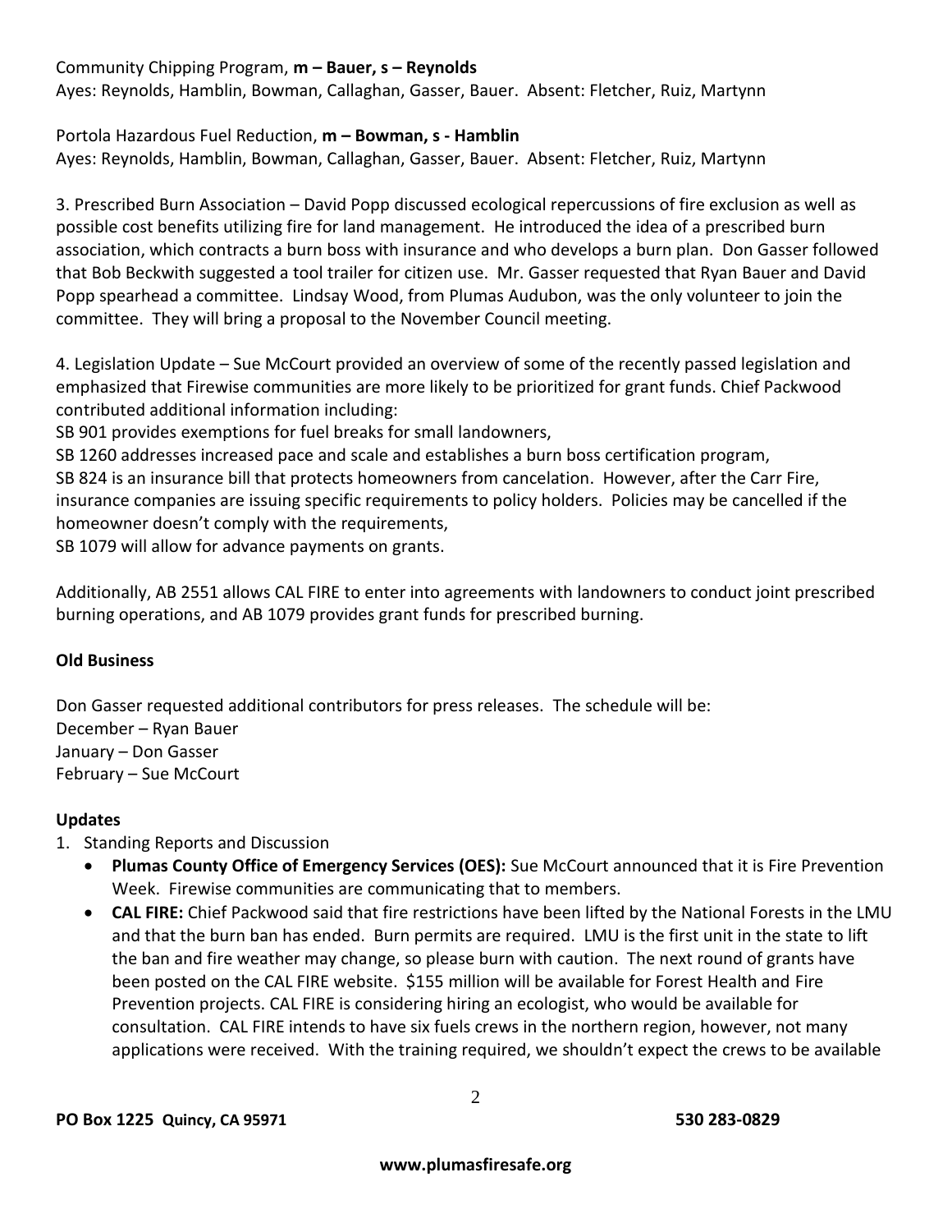Community Chipping Program, **m – Bauer, s – Reynolds**
Ayes: Reynolds, Hamblin, Bowman, Callaghan, Gasser, Bauer. Absent: Fletcher, Ruiz, Martynn

Portola Hazardous Fuel Reduction, **m – Bowman, s - Hamblin**
Ayes: Reynolds, Hamblin, Bowman, Callaghan, Gasser, Bauer. Absent: Fletcher, Ruiz, Martynn

3. Prescribed Burn Association – David Popp discussed ecological repercussions of fire exclusion as well as possible cost benefits utilizing fire for land management. He introduced the idea of a prescribed burn association, which contracts a burn boss with insurance and who develops a burn plan. Don Gasser followed that Bob Beckwith suggested a tool trailer for citizen use. Mr. Gasser requested that Ryan Bauer and David Popp spearhead a committee. Lindsay Wood, from Plumas Audubon, was the only volunteer to join the committee. They will bring a proposal to the November Council meeting.

4. Legislation Update – Sue McCourt provided an overview of some of the recently passed legislation and emphasized that Firewise communities are more likely to be prioritized for grant funds. Chief Packwood contributed additional information including:
SB 901 provides exemptions for fuel breaks for small landowners,
SB 1260 addresses increased pace and scale and establishes a burn boss certification program,
SB 824 is an insurance bill that protects homeowners from cancelation. However, after the Carr Fire, insurance companies are issuing specific requirements to policy holders. Policies may be cancelled if the homeowner doesn't comply with the requirements,
SB 1079 will allow for advance payments on grants.

Additionally, AB 2551 allows CAL FIRE to enter into agreements with landowners to conduct joint prescribed burning operations, and AB 1079 provides grant funds for prescribed burning.

**Old Business**

Don Gasser requested additional contributors for press releases. The schedule will be:
December – Ryan Bauer
January – Don Gasser
February – Sue McCourt

**Updates**

1. Standing Reports and Discussion
   - **Plumas County Office of Emergency Services (OES):** Sue McCourt announced that it is Fire Prevention Week. Firewise communities are communicating that to members.
   - **CAL FIRE:** Chief Packwood said that fire restrictions have been lifted by the National Forests in the LMU and that the burn ban has ended. Burn permits are required. LMU is the first unit in the state to lift the ban and fire weather may change, so please burn with caution. The next round of grants have been posted on the CAL FIRE website. $155 million will be available for Forest Health and Fire Prevention projects. CAL FIRE is considering hiring an ecologist, who would be available for consultation. CAL FIRE intends to have six fuels crews in the northern region, however, not many applications were received. With the training required, we shouldn't expect the crews to be available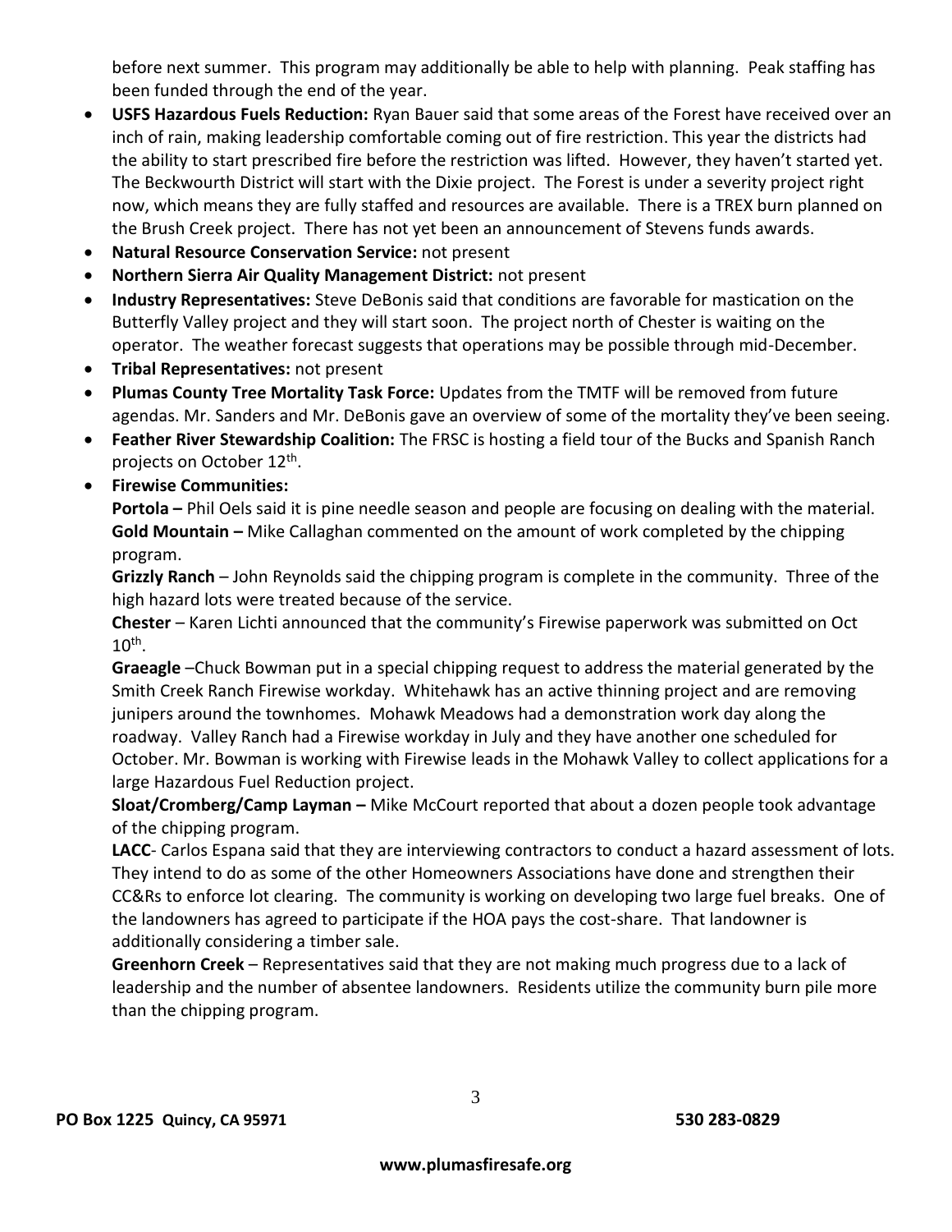before next summer. This program may additionally be able to help with planning. Peak staffing has been funded through the end of the year.

- **USFS Hazardous Fuels Reduction:** Ryan Bauer said that some areas of the Forest have received over an inch of rain, making leadership comfortable coming out of fire restriction. This year the districts had the ability to start prescribed fire before the restriction was lifted. However, they haven't started yet. The Beckwourth District will start with the Dixie project. The Forest is under a severity project right now, which means they are fully staffed and resources are available. There is a TREX burn planned on the Brush Creek project. There has not yet been an announcement of Stevens funds awards.
- **Natural Resource Conservation Service:** not present
- **Northern Sierra Air Quality Management District:** not present
- **Industry Representatives:** Steve DeBonis said that conditions are favorable for mastication on the Butterfly Valley project and they will start soon. The project north of Chester is waiting on the operator. The weather forecast suggests that operations may be possible through mid-December.
- **Tribal Representatives:** not present
- **Plumas County Tree Mortality Task Force:** Updates from the TMTF will be removed from future agendas. Mr. Sanders and Mr. DeBonis gave an overview of some of the mortality they've been seeing.
- **Feather River Stewardship Coalition:** The FRSC is hosting a field tour of the Bucks and Spanish Ranch projects on October 12th.
- **Firewise Communities:**

  **Portola –** Phil Oels said it is pine needle season and people are focusing on dealing with the material.

  **Gold Mountain –** Mike Callaghan commented on the amount of work completed by the chipping program.

  **Grizzly Ranch** – John Reynolds said the chipping program is complete in the community. Three of the high hazard lots were treated because of the service.

  **Chester** – Karen Lichti announced that the community's Firewise paperwork was submitted on Oct 10th.

  **Graeagle** –Chuck Bowman put in a special chipping request to address the material generated by the Smith Creek Ranch Firewise workday. Whitehawk has an active thinning project and are removing junipers around the townhomes. Mohawk Meadows had a demonstration work day along the roadway. Valley Ranch had a Firewise workday in July and they have another one scheduled for October. Mr. Bowman is working with Firewise leads in the Mohawk Valley to collect applications for a large Hazardous Fuel Reduction project.

  **Sloat/Cromberg/Camp Layman –** Mike McCourt reported that about a dozen people took advantage of the chipping program.

  **LACC**- Carlos Espana said that they are interviewing contractors to conduct a hazard assessment of lots. They intend to do as some of the other Homeowners Associations have done and strengthen their CC&Rs to enforce lot clearing. The community is working on developing two large fuel breaks. One of the landowners has agreed to participate if the HOA pays the cost-share. That landowner is additionally considering a timber sale.

  **Greenhorn Creek** – Representatives said that they are not making much progress due to a lack of leadership and the number of absentee landowners. Residents utilize the community burn pile more than the chipping program.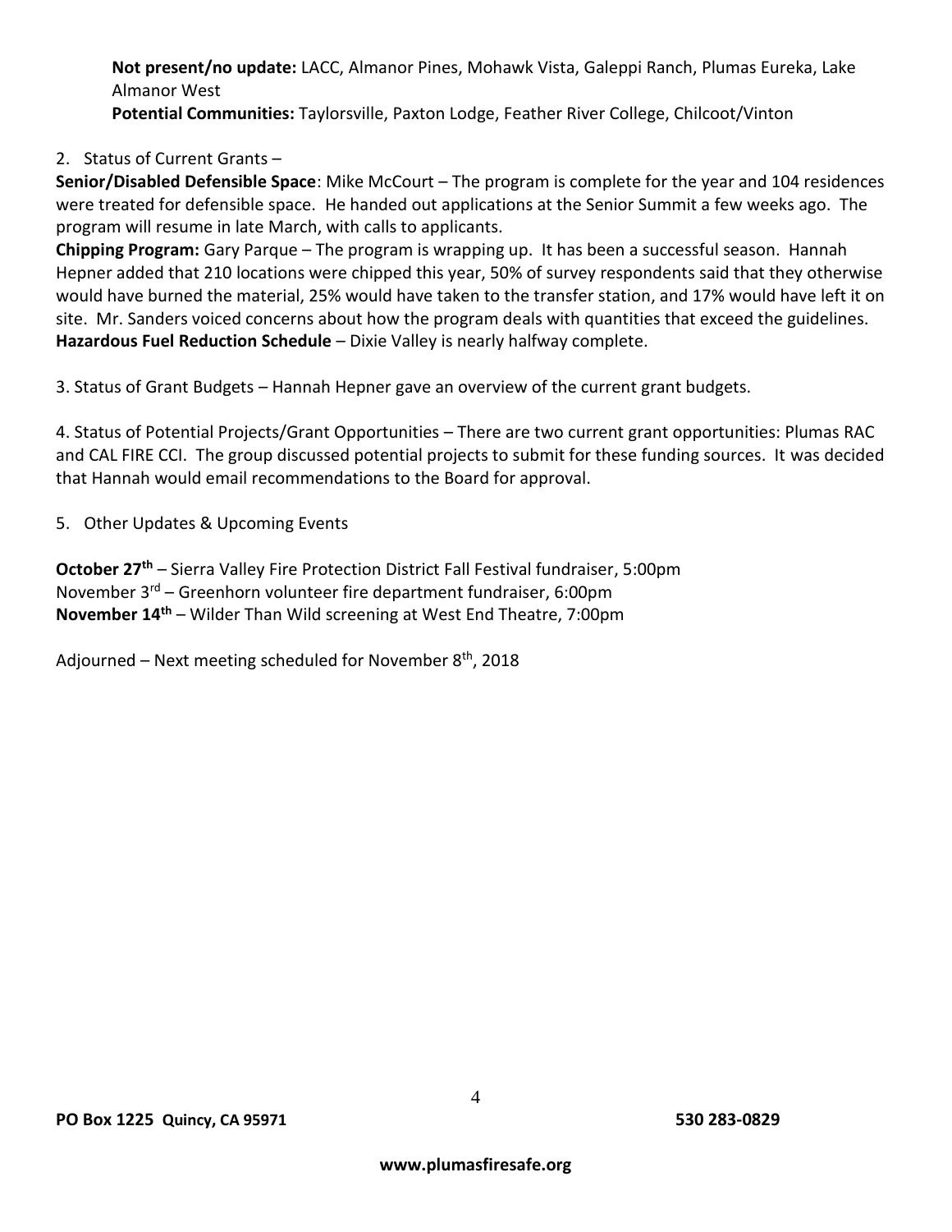**Not present/no update:** LACC, Almanor Pines, Mohawk Vista, Galeppi Ranch, Plumas Eureka, Lake Almanor West
**Potential Communities:** Taylorsville, Paxton Lodge, Feather River College, Chilcoot/Vinton

2. Status of Current Grants –

**Senior/Disabled Defensible Space**: Mike McCourt – The program is complete for the year and 104 residences were treated for defensible space. He handed out applications at the Senior Summit a few weeks ago. The program will resume in late March, with calls to applicants.
**Chipping Program:** Gary Parque – The program is wrapping up. It has been a successful season. Hannah Hepner added that 210 locations were chipped this year, 50% of survey respondents said that they otherwise would have burned the material, 25% would have taken to the transfer station, and 17% would have left it on site. Mr. Sanders voiced concerns about how the program deals with quantities that exceed the guidelines.
**Hazardous Fuel Reduction Schedule** – Dixie Valley is nearly halfway complete.

3. Status of Grant Budgets – Hannah Hepner gave an overview of the current grant budgets.

4. Status of Potential Projects/Grant Opportunities – There are two current grant opportunities: Plumas RAC and CAL FIRE CCI. The group discussed potential projects to submit for these funding sources. It was decided that Hannah would email recommendations to the Board for approval.

5. Other Updates & Upcoming Events

**October 27th** – Sierra Valley Fire Protection District Fall Festival fundraiser, 5:00pm
November 3rd – Greenhorn volunteer fire department fundraiser, 6:00pm
**November 14th** – Wilder Than Wild screening at West End Theatre, 7:00pm

Adjourned – Next meeting scheduled for November 8th, 2018

**PO Box 1225 Quincy, CA 95971** **530 283-0829**

**www.plumasfiresafe.org**